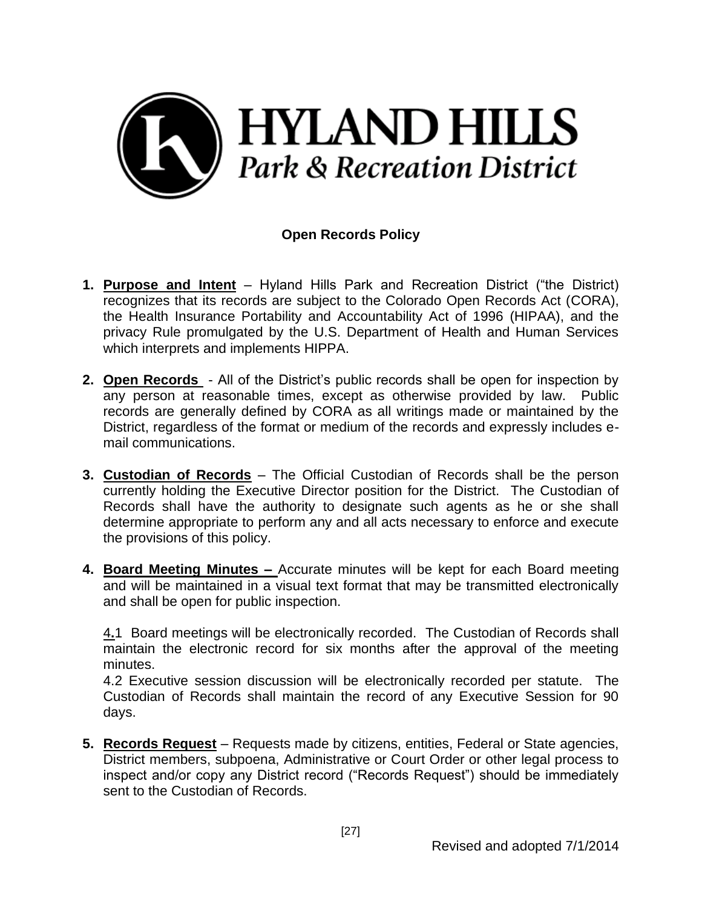# HYLAND HILLS
*Park & Recreation District*

## Open Records Policy

1. **Purpose and Intent** – Hyland Hills Park and Recreation District ("the District) recognizes that its records are subject to the Colorado Open Records Act (CORA), the Health Insurance Portability and Accountability Act of 1996 (HIPAA), and the privacy Rule promulgated by the U.S. Department of Health and Human Services which interprets and implements HIPPA.

2. **Open Records** - All of the District's public records shall be open for inspection by any person at reasonable times, except as otherwise provided by law. Public records are generally defined by CORA as all writings made or maintained by the District, regardless of the format or medium of the records and expressly includes e-mail communications.

3. **Custodian of Records** – The Official Custodian of Records shall be the person currently holding the Executive Director position for the District. The Custodian of Records shall have the authority to designate such agents as he or she shall determine appropriate to perform any and all acts necessary to enforce and execute the provisions of this policy.

4. **Board Meeting Minutes –** Accurate minutes will be kept for each Board meeting and will be maintained in a visual text format that may be transmitted electronically and shall be open for public inspection.

   4.1 Board meetings will be electronically recorded. The Custodian of Records shall maintain the electronic record for six months after the approval of the meeting minutes.

   4.2 Executive session discussion will be electronically recorded per statute. The Custodian of Records shall maintain the record of any Executive Session for 90 days.

5. **Records Request** – Requests made by citizens, entities, Federal or State agencies, District members, subpoena, Administrative or Court Order or other legal process to inspect and/or copy any District record ("Records Request") should be immediately sent to the Custodian of Records.

Revised and adopted 7/1/2014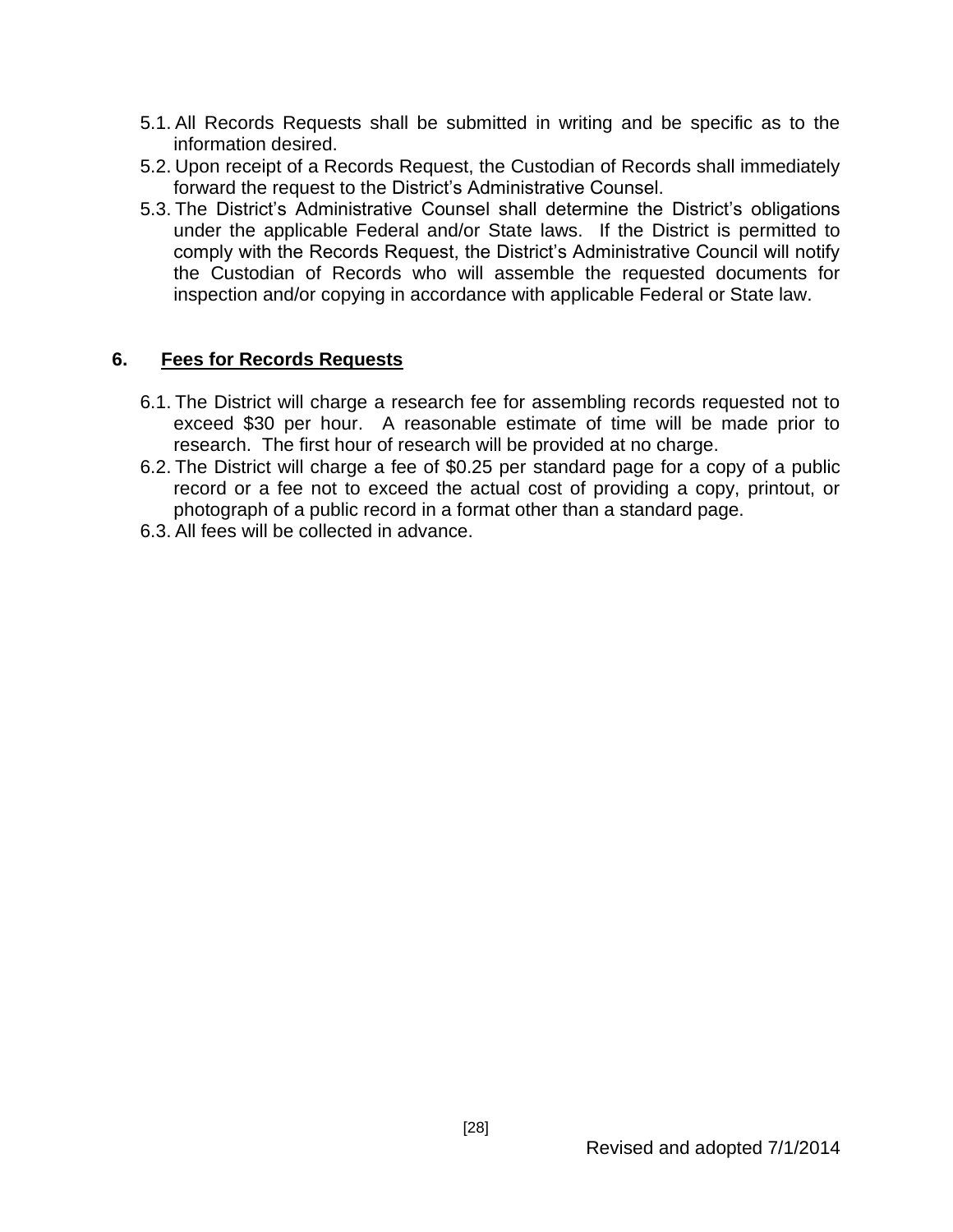5.1. All Records Requests shall be submitted in writing and be specific as to the information desired.

5.2. Upon receipt of a Records Request, the Custodian of Records shall immediately forward the request to the District's Administrative Counsel.

5.3. The District's Administrative Counsel shall determine the District's obligations under the applicable Federal and/or State laws. If the District is permitted to comply with the Records Request, the District's Administrative Council will notify the Custodian of Records who will assemble the requested documents for inspection and/or copying in accordance with applicable Federal or State law.

## 6. Fees for Records Requests

6.1. The District will charge a research fee for assembling records requested not to exceed $30 per hour. A reasonable estimate of time will be made prior to research. The first hour of research will be provided at no charge.

6.2. The District will charge a fee of $0.25 per standard page for a copy of a public record or a fee not to exceed the actual cost of providing a copy, printout, or photograph of a public record in a format other than a standard page.

6.3. All fees will be collected in advance.

Revised and adopted 7/1/2014